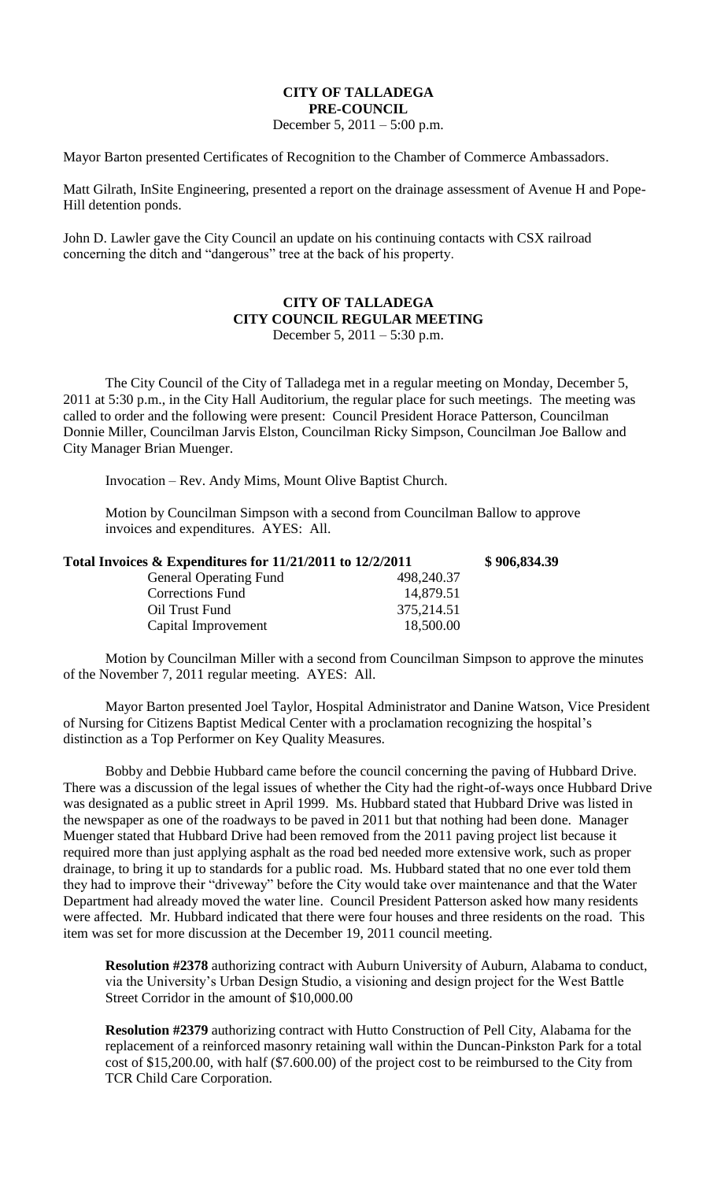# CITY OF TALLADEGA
## PRE-COUNCIL
December 5, 2011 – 5:00 p.m.

Mayor Barton presented Certificates of Recognition to the Chamber of Commerce Ambassadors.

Matt Gilrath, InSite Engineering, presented a report on the drainage assessment of Avenue H and Pope-Hill detention ponds.

John D. Lawler gave the City Council an update on his continuing contacts with CSX railroad concerning the ditch and "dangerous" tree at the back of his property.

# CITY OF TALLADEGA
## CITY COUNCIL REGULAR MEETING
December 5, 2011 – 5:30 p.m.

The City Council of the City of Talladega met in a regular meeting on Monday, December 5, 2011 at 5:30 p.m., in the City Hall Auditorium, the regular place for such meetings. The meeting was called to order and the following were present: Council President Horace Patterson, Councilman Donnie Miller, Councilman Jarvis Elston, Councilman Ricky Simpson, Councilman Joe Ballow and City Manager Brian Muenger.

Invocation – Rev. Andy Mims, Mount Olive Baptist Church.

Motion by Councilman Simpson with a second from Councilman Ballow to approve invoices and expenditures. AYES: All.

| **Total Invoices & Expenditures for 11/21/2011 to 12/2/2011** | | **$ 906,834.39** |
|---|---|---|
| General Operating Fund | 498,240.37 | |
| Corrections Fund | 14,879.51 | |
| Oil Trust Fund | 375,214.51 | |
| Capital Improvement | 18,500.00 | |

Motion by Councilman Miller with a second from Councilman Simpson to approve the minutes of the November 7, 2011 regular meeting. AYES: All.

Mayor Barton presented Joel Taylor, Hospital Administrator and Danine Watson, Vice President of Nursing for Citizens Baptist Medical Center with a proclamation recognizing the hospital's distinction as a Top Performer on Key Quality Measures.

Bobby and Debbie Hubbard came before the council concerning the paving of Hubbard Drive. There was a discussion of the legal issues of whether the City had the right-of-ways once Hubbard Drive was designated as a public street in April 1999. Ms. Hubbard stated that Hubbard Drive was listed in the newspaper as one of the roadways to be paved in 2011 but that nothing had been done. Manager Muenger stated that Hubbard Drive had been removed from the 2011 paving project list because it required more than just applying asphalt as the road bed needed more extensive work, such as proper drainage, to bring it up to standards for a public road. Ms. Hubbard stated that no one ever told them they had to improve their "driveway" before the City would take over maintenance and that the Water Department had already moved the water line. Council President Patterson asked how many residents were affected. Mr. Hubbard indicated that there were four houses and three residents on the road. This item was set for more discussion at the December 19, 2011 council meeting.

**Resolution #2378** authorizing contract with Auburn University of Auburn, Alabama to conduct, via the University's Urban Design Studio, a visioning and design project for the West Battle Street Corridor in the amount of $10,000.00

**Resolution #2379** authorizing contract with Hutto Construction of Pell City, Alabama for the replacement of a reinforced masonry retaining wall within the Duncan-Pinkston Park for a total cost of $15,200.00, with half ($7.600.00) of the project cost to be reimbursed to the City from TCR Child Care Corporation.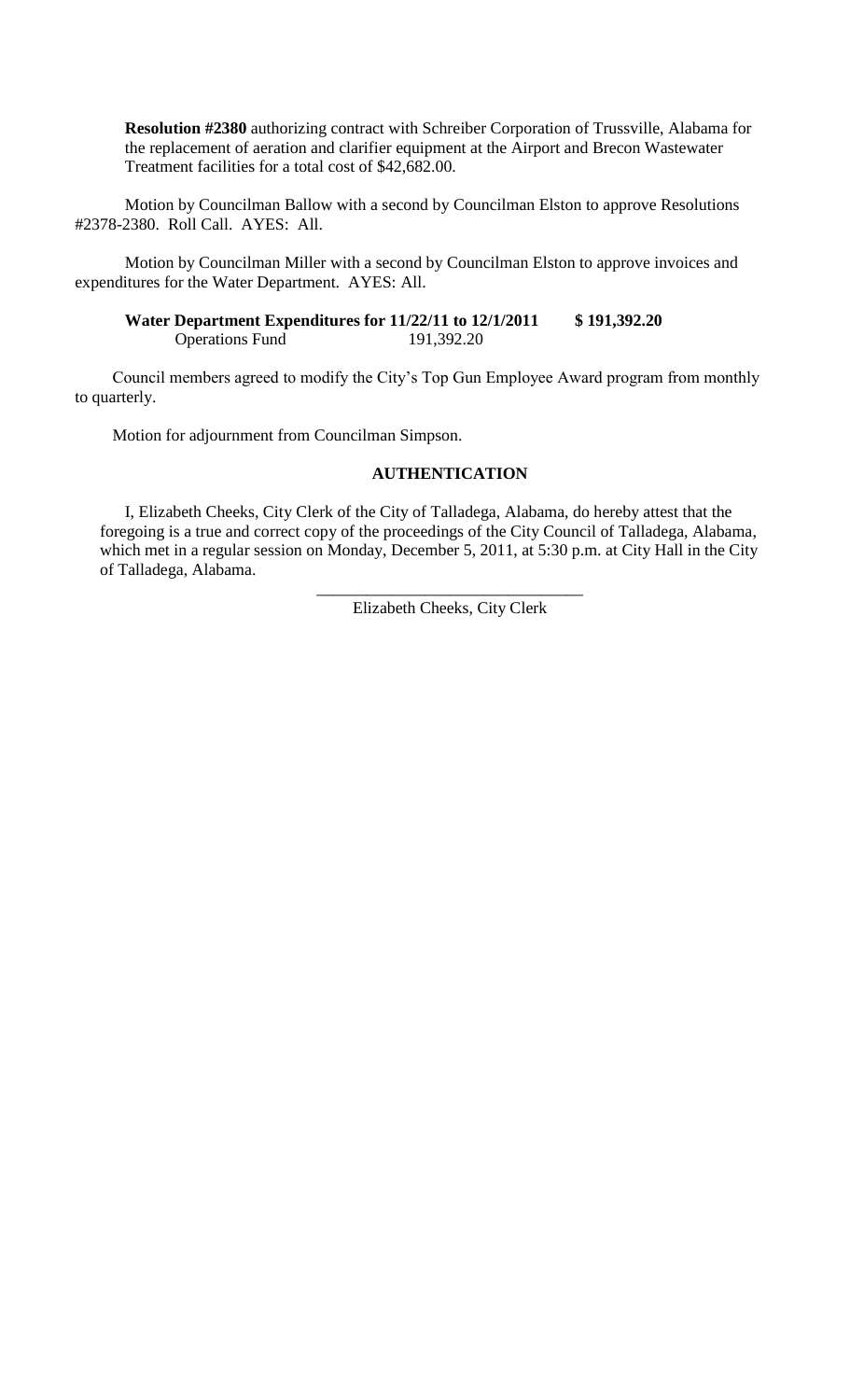**Resolution #2380** authorizing contract with Schreiber Corporation of Trussville, Alabama for the replacement of aeration and clarifier equipment at the Airport and Brecon Wastewater Treatment facilities for a total cost of $42,682.00.

Motion by Councilman Ballow with a second by Councilman Elston to approve Resolutions #2378-2380. Roll Call. AYES: All.

Motion by Councilman Miller with a second by Councilman Elston to approve invoices and expenditures for the Water Department. AYES: All.

| | | |
|---|---|---|
| **Water Department Expenditures for 11/22/11 to 12/1/2011** | | **$ 191,392.20** |
| Operations Fund | 191,392.20 | |

Council members agreed to modify the City's Top Gun Employee Award program from monthly to quarterly.

Motion for adjournment from Councilman Simpson.

## AUTHENTICATION

I, Elizabeth Cheeks, City Clerk of the City of Talladega, Alabama, do hereby attest that the foregoing is a true and correct copy of the proceedings of the City Council of Talladega, Alabama, which met in a regular session on Monday, December 5, 2011, at 5:30 p.m. at City Hall in the City of Talladega, Alabama.

\_\_\_\_\_\_\_\_\_\_\_\_\_\_\_\_\_\_\_\_\_\_\_\_\_\_\_\_\_\_\_\_

Elizabeth Cheeks, City Clerk